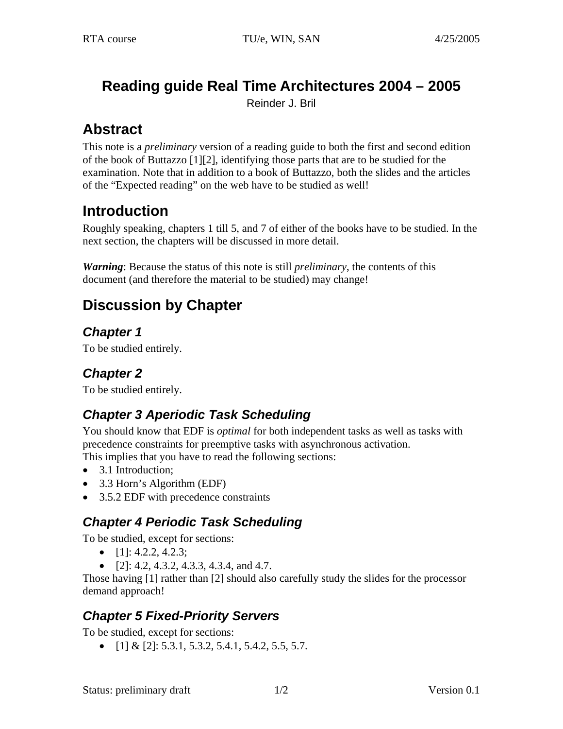# Reading guide Real Time Architectures 2004 – 2005

Reinder J. Bril

## Abstract

This note is a *preliminary* version of a reading guide to both the first and second edition of the book of Buttazzo [1][2], identifying those parts that are to be studied for the examination. Note that in addition to a book of Buttazzo, both the slides and the articles of the "Expected reading" on the web have to be studied as well!

## Introduction

Roughly speaking, chapters 1 till 5, and 7 of either of the books have to be studied. In the next section, the chapters will be discussed in more detail.

***Warning***: Because the status of this note is still *preliminary*, the contents of this document (and therefore the material to be studied) may change!

## Discussion by Chapter

### *Chapter 1*

To be studied entirely.

### *Chapter 2*

To be studied entirely.

### *Chapter 3 Aperiodic Task Scheduling*

You should know that EDF is *optimal* for both independent tasks as well as tasks with precedence constraints for preemptive tasks with asynchronous activation.
This implies that you have to read the following sections:

- 3.1 Introduction;
- 3.3 Horn's Algorithm (EDF)
- 3.5.2 EDF with precedence constraints

### *Chapter 4 Periodic Task Scheduling*

To be studied, except for sections:

- [1]: 4.2.2, 4.2.3;
- [2]: 4.2, 4.3.2, 4.3.3, 4.3.4, and 4.7.

Those having [1] rather than [2] should also carefully study the slides for the processor demand approach!

### *Chapter 5 Fixed-Priority Servers*

To be studied, except for sections:

- [1] & [2]: 5.3.1, 5.3.2, 5.4.1, 5.4.2, 5.5, 5.7.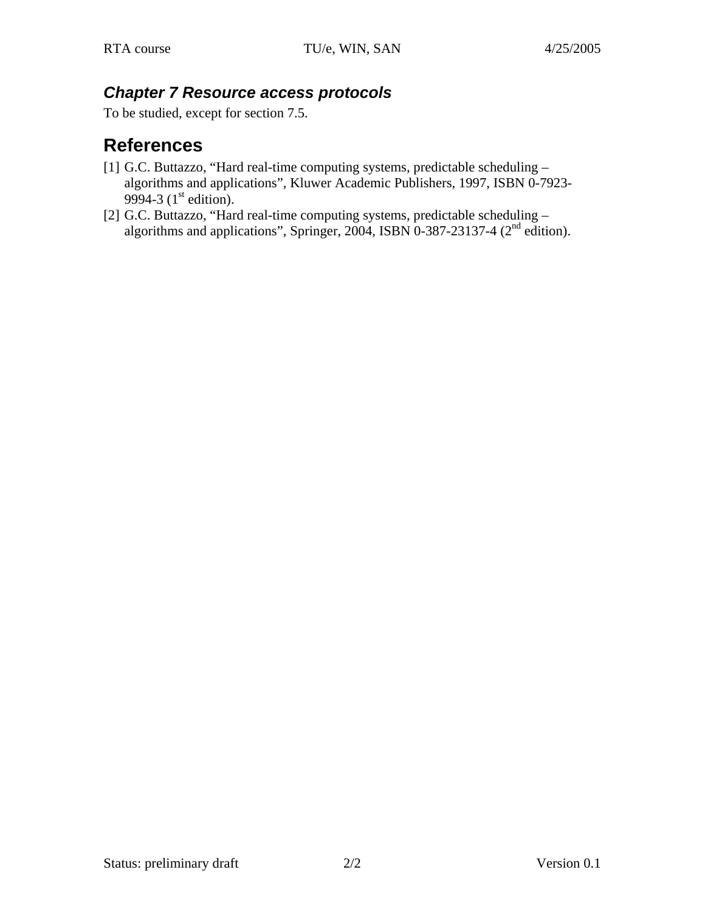### *Chapter 7 Resource access protocols*

To be studied, except for section 7.5.

## References

[1] G.C. Buttazzo, "Hard real-time computing systems, predictable scheduling – algorithms and applications", Kluwer Academic Publishers, 1997, ISBN 0-7923-9994-3 (1st edition).

[2] G.C. Buttazzo, "Hard real-time computing systems, predictable scheduling – algorithms and applications", Springer, 2004, ISBN 0-387-23137-4 (2nd edition).